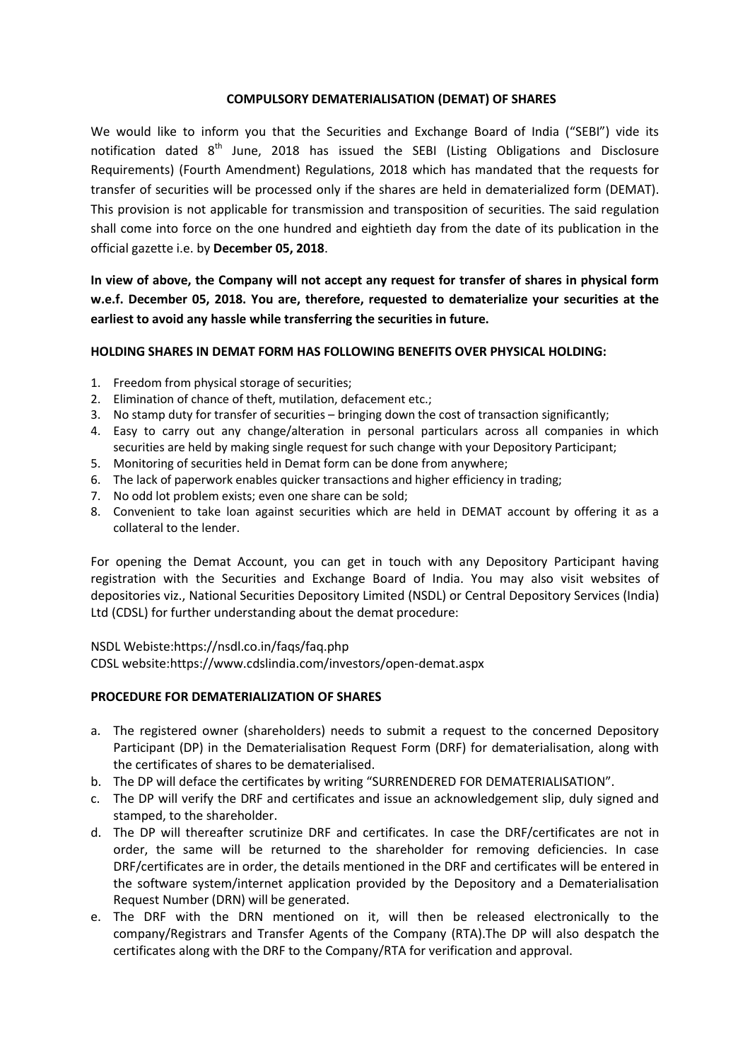# COMPULSORY DEMATERIALISATION (DEMAT) OF SHARES

We would like to inform you that the Securities and Exchange Board of India ("SEBI") vide its notification dated 8th June, 2018 has issued the SEBI (Listing Obligations and Disclosure Requirements) (Fourth Amendment) Regulations, 2018 which has mandated that the requests for transfer of securities will be processed only if the shares are held in dematerialized form (DEMAT). This provision is not applicable for transmission and transposition of securities. The said regulation shall come into force on the one hundred and eightieth day from the date of its publication in the official gazette i.e. by **December 05, 2018**.

**In view of above, the Company will not accept any request for transfer of shares in physical form w.e.f. December 05, 2018. You are, therefore, requested to dematerialize your securities at the earliest to avoid any hassle while transferring the securities in future.**

## HOLDING SHARES IN DEMAT FORM HAS FOLLOWING BENEFITS OVER PHYSICAL HOLDING:

1. Freedom from physical storage of securities;
2. Elimination of chance of theft, mutilation, defacement etc.;
3. No stamp duty for transfer of securities – bringing down the cost of transaction significantly;
4. Easy to carry out any change/alteration in personal particulars across all companies in which securities are held by making single request for such change with your Depository Participant;
5. Monitoring of securities held in Demat form can be done from anywhere;
6. The lack of paperwork enables quicker transactions and higher efficiency in trading;
7. No odd lot problem exists; even one share can be sold;
8. Convenient to take loan against securities which are held in DEMAT account by offering it as a collateral to the lender.

For opening the Demat Account, you can get in touch with any Depository Participant having registration with the Securities and Exchange Board of India. You may also visit websites of depositories viz., National Securities Depository Limited (NSDL) or Central Depository Services (India) Ltd (CDSL) for further understanding about the demat procedure:

NSDL Webiste:https://nsdl.co.in/faqs/faq.php
CDSL website:https://www.cdslindia.com/investors/open-demat.aspx

## PROCEDURE FOR DEMATERIALIZATION OF SHARES

a. The registered owner (shareholders) needs to submit a request to the concerned Depository Participant (DP) in the Dematerialisation Request Form (DRF) for dematerialisation, along with the certificates of shares to be dematerialised.
b. The DP will deface the certificates by writing "SURRENDERED FOR DEMATERIALISATION".
c. The DP will verify the DRF and certificates and issue an acknowledgement slip, duly signed and stamped, to the shareholder.
d. The DP will thereafter scrutinize DRF and certificates. In case the DRF/certificates are not in order, the same will be returned to the shareholder for removing deficiencies. In case DRF/certificates are in order, the details mentioned in the DRF and certificates will be entered in the software system/internet application provided by the Depository and a Dematerialisation Request Number (DRN) will be generated.
e. The DRF with the DRN mentioned on it, will then be released electronically to the company/Registrars and Transfer Agents of the Company (RTA).The DP will also despatch the certificates along with the DRF to the Company/RTA for verification and approval.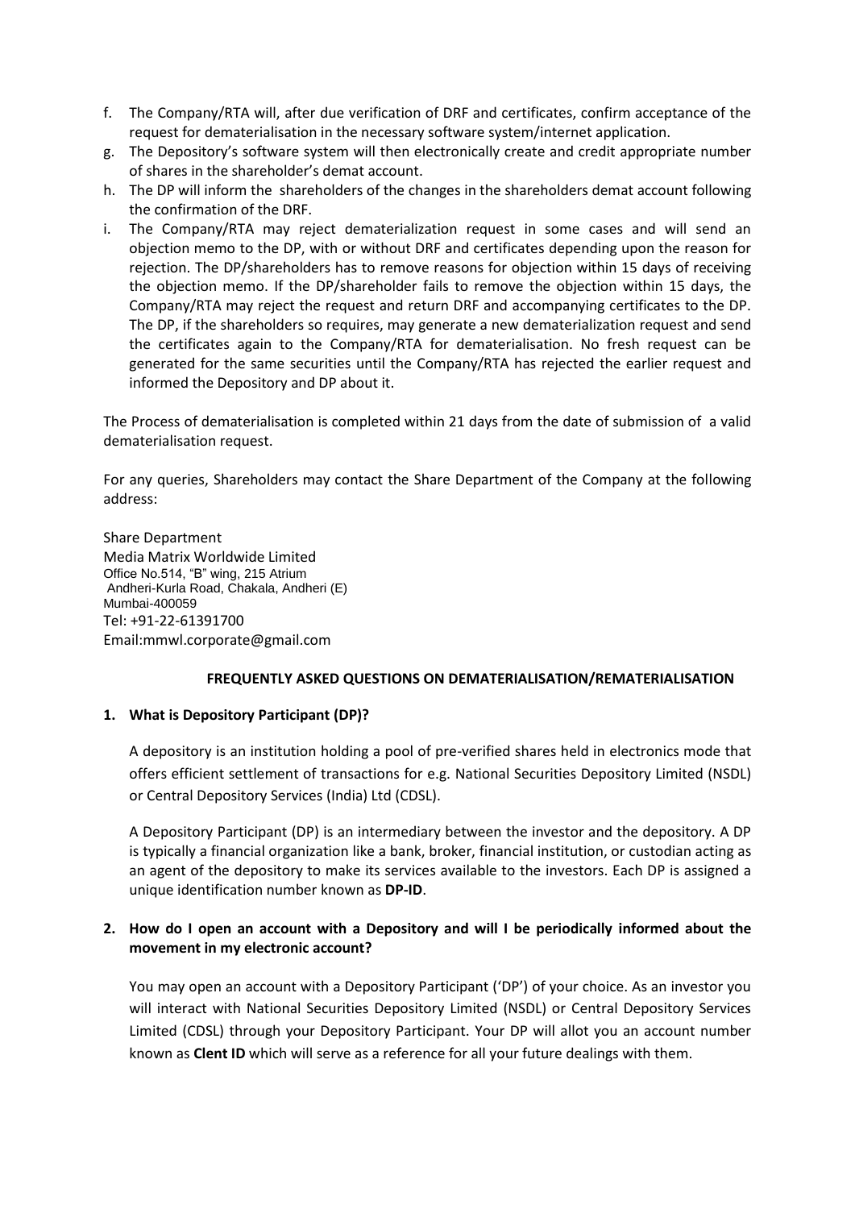f. The Company/RTA will, after due verification of DRF and certificates, confirm acceptance of the request for dematerialisation in the necessary software system/internet application.

g. The Depository's software system will then electronically create and credit appropriate number of shares in the shareholder's demat account.

h. The DP will inform the shareholders of the changes in the shareholders demat account following the confirmation of the DRF.

i. The Company/RTA may reject dematerialization request in some cases and will send an objection memo to the DP, with or without DRF and certificates depending upon the reason for rejection. The DP/shareholders has to remove reasons for objection within 15 days of receiving the objection memo. If the DP/shareholder fails to remove the objection within 15 days, the Company/RTA may reject the request and return DRF and accompanying certificates to the DP. The DP, if the shareholders so requires, may generate a new dematerialization request and send the certificates again to the Company/RTA for dematerialisation. No fresh request can be generated for the same securities until the Company/RTA has rejected the earlier request and informed the Depository and DP about it.

The Process of dematerialisation is completed within 21 days from the date of submission of a valid dematerialisation request.

For any queries, Shareholders may contact the Share Department of the Company at the following address:

Share Department
Media Matrix Worldwide Limited
Office No.514, "B" wing, 215 Atrium
Andheri-Kurla Road, Chakala, Andheri (E)
Mumbai-400059
Tel: +91-22-61391700
Email:mmwl.corporate@gmail.com

**FREQUENTLY ASKED QUESTIONS ON DEMATERIALISATION/REMATERIALISATION**

**1. What is Depository Participant (DP)?**

A depository is an institution holding a pool of pre-verified shares held in electronics mode that offers efficient settlement of transactions for e.g. National Securities Depository Limited (NSDL) or Central Depository Services (India) Ltd (CDSL).

A Depository Participant (DP) is an intermediary between the investor and the depository. A DP is typically a financial organization like a bank, broker, financial institution, or custodian acting as an agent of the depository to make its services available to the investors. Each DP is assigned a unique identification number known as **DP-ID**.

**2. How do I open an account with a Depository and will I be periodically informed about the movement in my electronic account?**

You may open an account with a Depository Participant ('DP') of your choice. As an investor you will interact with National Securities Depository Limited (NSDL) or Central Depository Services Limited (CDSL) through your Depository Participant. Your DP will allot you an account number known as **Clent ID** which will serve as a reference for all your future dealings with them.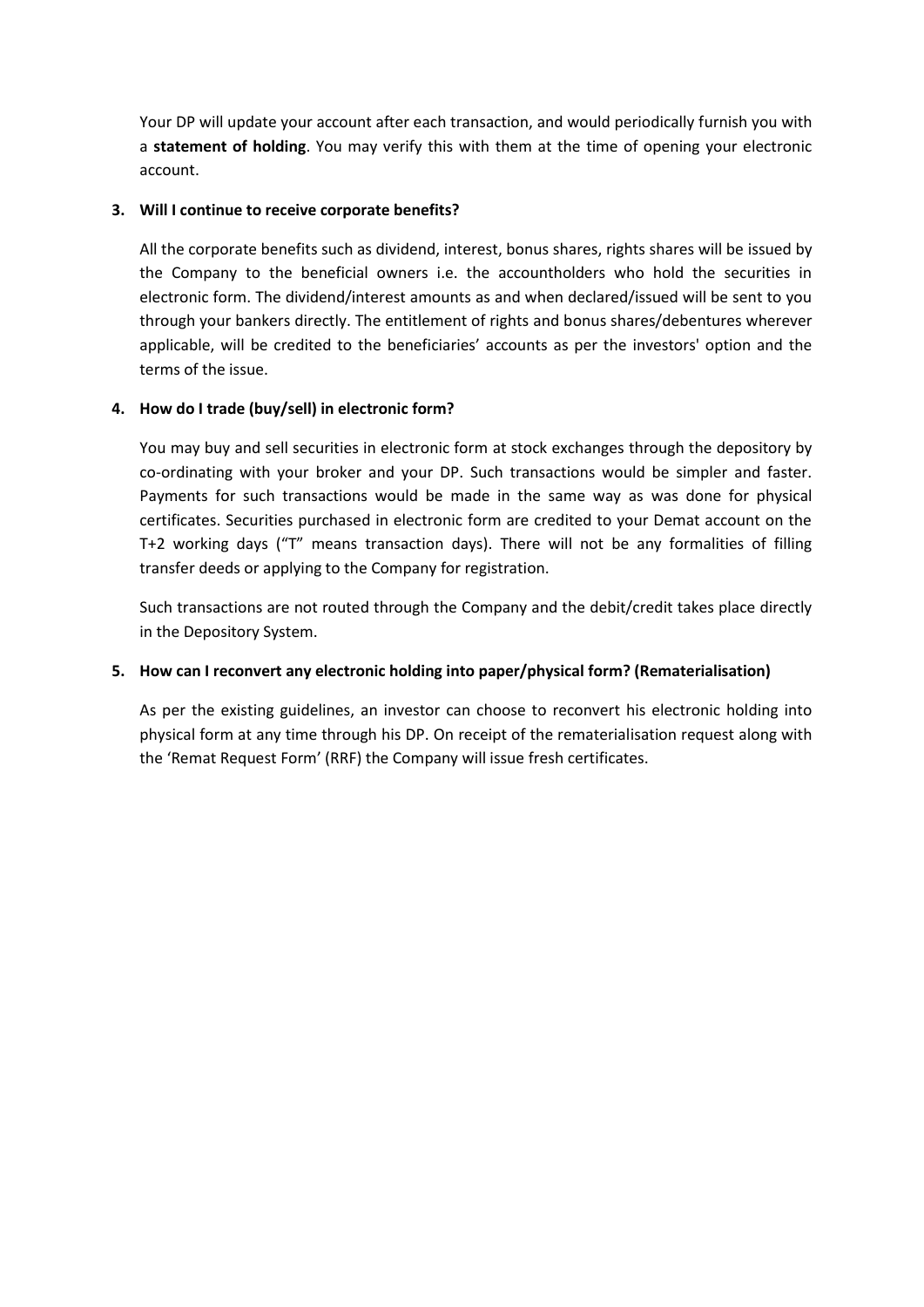Your DP will update your account after each transaction, and would periodically furnish you with a **statement of holding**. You may verify this with them at the time of opening your electronic account.

3. **Will I continue to receive corporate benefits?**

   All the corporate benefits such as dividend, interest, bonus shares, rights shares will be issued by the Company to the beneficial owners i.e. the accountholders who hold the securities in electronic form. The dividend/interest amounts as and when declared/issued will be sent to you through your bankers directly. The entitlement of rights and bonus shares/debentures wherever applicable, will be credited to the beneficiaries' accounts as per the investors' option and the terms of the issue.

4. **How do I trade (buy/sell) in electronic form?**

   You may buy and sell securities in electronic form at stock exchanges through the depository by co-ordinating with your broker and your DP. Such transactions would be simpler and faster. Payments for such transactions would be made in the same way as was done for physical certificates. Securities purchased in electronic form are credited to your Demat account on the T+2 working days ("T" means transaction days). There will not be any formalities of filling transfer deeds or applying to the Company for registration.

   Such transactions are not routed through the Company and the debit/credit takes place directly in the Depository System.

5. **How can I reconvert any electronic holding into paper/physical form? (Rematerialisation)**

   As per the existing guidelines, an investor can choose to reconvert his electronic holding into physical form at any time through his DP. On receipt of the rematerialisation request along with the 'Remat Request Form' (RRF) the Company will issue fresh certificates.